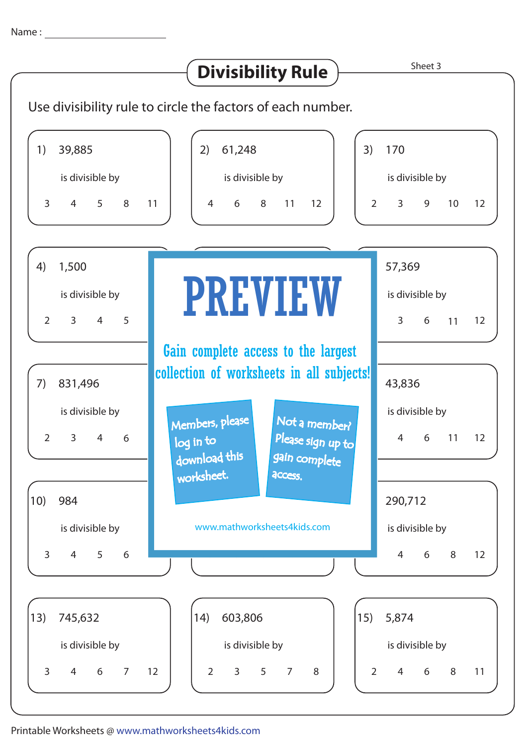Name : ______________________

# Divisibility Rule

Sheet 3

Use divisibility rule to circle the factors of each number.

1) 39,885

is divisible by

3  4  5  8  11

2) 61,248

is divisible by

4  6  8  11  12

3) 170

is divisible by

2  3  9  10  12

4) 1,500

is divisible by

2  3  4  5

57,369

is divisible by

3  6  11  12

PREVIEW

Gain complete access to the largest collection of worksheets in all subjects!

Members, please log in to download this worksheet.

Not a member? Please sign up to gain complete access.

www.mathworksheets4kids.com

7) 831,496

is divisible by

2  3  4  6

43,836

is divisible by

4  6  11  12

10) 984

is divisible by

3  4  5  6

290,712

is divisible by

4  6  8  12

13) 745,632

is divisible by

3  4  6  7  12

14) 603,806

is divisible by

2  3  5  7  8

15) 5,874

is divisible by

2  4  6  8  11

Printable Worksheets @ www.mathworksheets4kids.com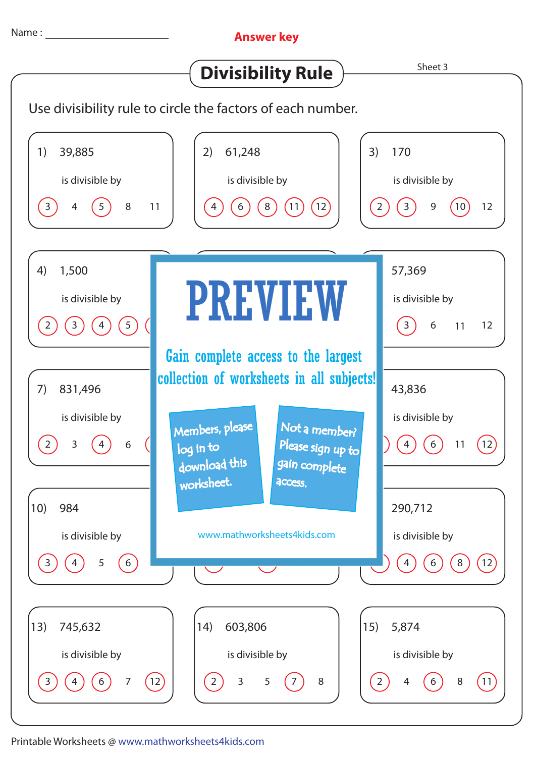Name : ______________________

**Answer key**

# Divisibility Rule

Sheet 3

Use divisibility rule to circle the factors of each number.

1) 39,885

is divisible by

(3) 4 (5) 8 11

2) 61,248

is divisible by

(4) (6) (8) (11) (12)

3) 170

is divisible by

(2) 3 9 (10) 12

4) 1,500

is divisible by

(2) (3) (4) (5)

57,369

is divisible by

(3) 6 11 12

7) 831,496

is divisible by

(2) 3 (4) 6

43,836

is divisible by

(4) (6) 11 (12)

10) 984

is divisible by

(3) (4) 5 (6)

290,712

is divisible by

(4) (6) (8) (12)

13) 745,632

is divisible by

(3) (4) (6) 7 (12)

14) 603,806

is divisible by

(2) 3 5 (7) 8

15) 5,874

is divisible by

(2) 4 (6) 8 (11)

**PREVIEW**

Gain complete access to the largest collection of worksheets in all subjects!

Members, please log in to download this worksheet.

Not a member? Please sign up to gain complete access.

www.mathworksheets4kids.com

Printable Worksheets @ www.mathworksheets4kids.com